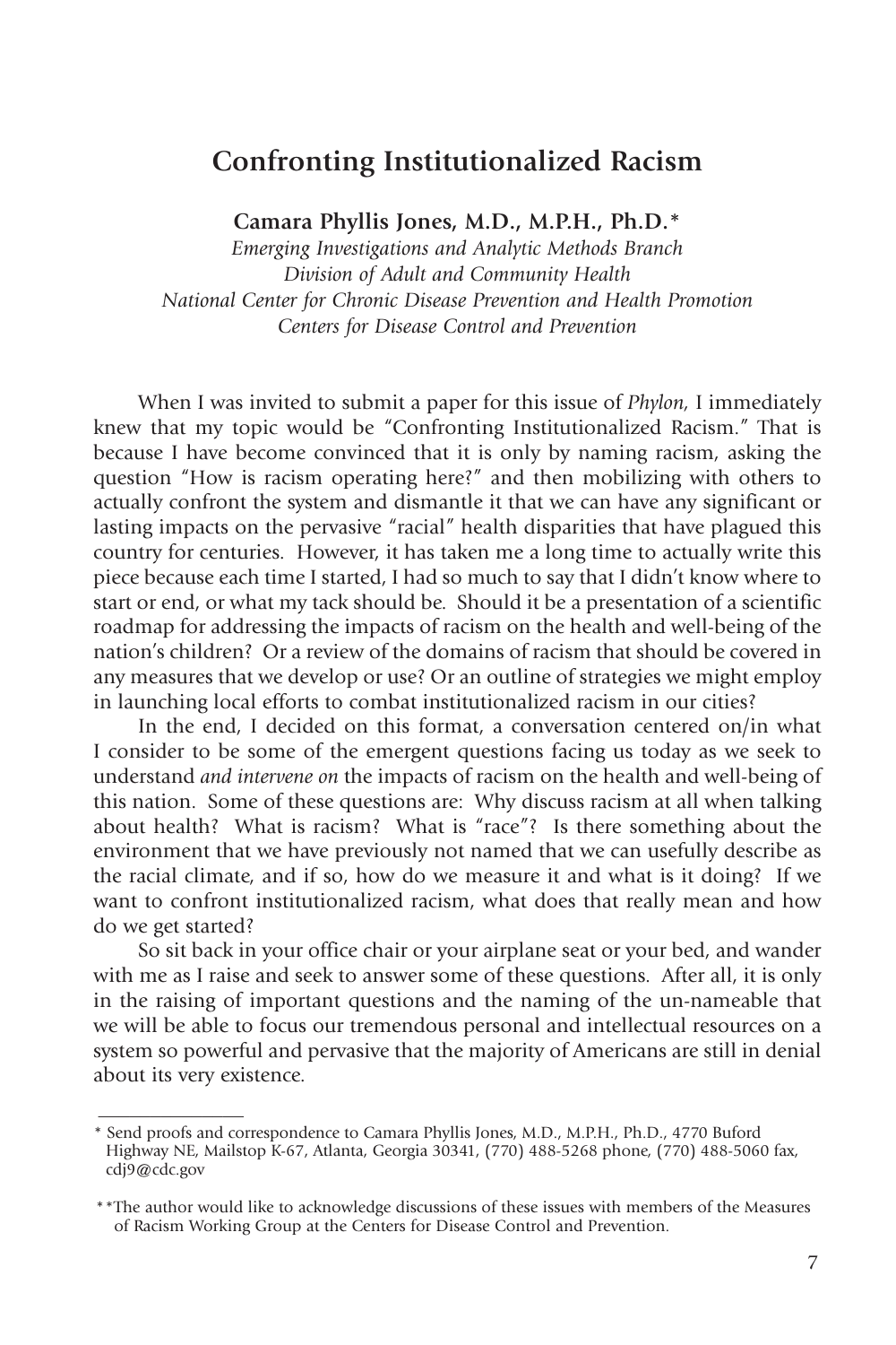# Confronting Institutionalized Racism

**Camara Phyllis Jones, M.D., M.P.H., Ph.D.***

*Emerging Investigations and Analytic Methods Branch*
*Division of Adult and Community Health*
*National Center for Chronic Disease Prevention and Health Promotion*
*Centers for Disease Control and Prevention*

When I was invited to submit a paper for this issue of *Phylon,* I immediately knew that my topic would be "Confronting Institutionalized Racism." That is because I have become convinced that it is only by naming racism, asking the question "How is racism operating here?" and then mobilizing with others to actually confront the system and dismantle it that we can have any significant or lasting impacts on the pervasive "racial" health disparities that have plagued this country for centuries. However, it has taken me a long time to actually write this piece because each time I started, I had so much to say that I didn't know where to start or end, or what my tack should be. Should it be a presentation of a scientific roadmap for addressing the impacts of racism on the health and well-being of the nation's children? Or a review of the domains of racism that should be covered in any measures that we develop or use? Or an outline of strategies we might employ in launching local efforts to combat institutionalized racism in our cities?

In the end, I decided on this format, a conversation centered on/in what I consider to be some of the emergent questions facing us today as we seek to understand *and intervene on* the impacts of racism on the health and well-being of this nation. Some of these questions are: Why discuss racism at all when talking about health? What is racism? What is "race"? Is there something about the environment that we have previously not named that we can usefully describe as the racial climate, and if so, how do we measure it and what is it doing? If we want to confront institutionalized racism, what does that really mean and how do we get started?

So sit back in your office chair or your airplane seat or your bed, and wander with me as I raise and seek to answer some of these questions. After all, it is only in the raising of important questions and the naming of the un-nameable that we will be able to focus our tremendous personal and intellectual resources on a system so powerful and pervasive that the majority of Americans are still in denial about its very existence.

---

\* Send proofs and correspondence to Camara Phyllis Jones, M.D., M.P.H., Ph.D., 4770 Buford Highway NE, Mailstop K-67, Atlanta, Georgia 30341, (770) 488-5268 phone, (770) 488-5060 fax, cdj9@cdc.gov

\*\*The author would like to acknowledge discussions of these issues with members of the Measures of Racism Working Group at the Centers for Disease Control and Prevention.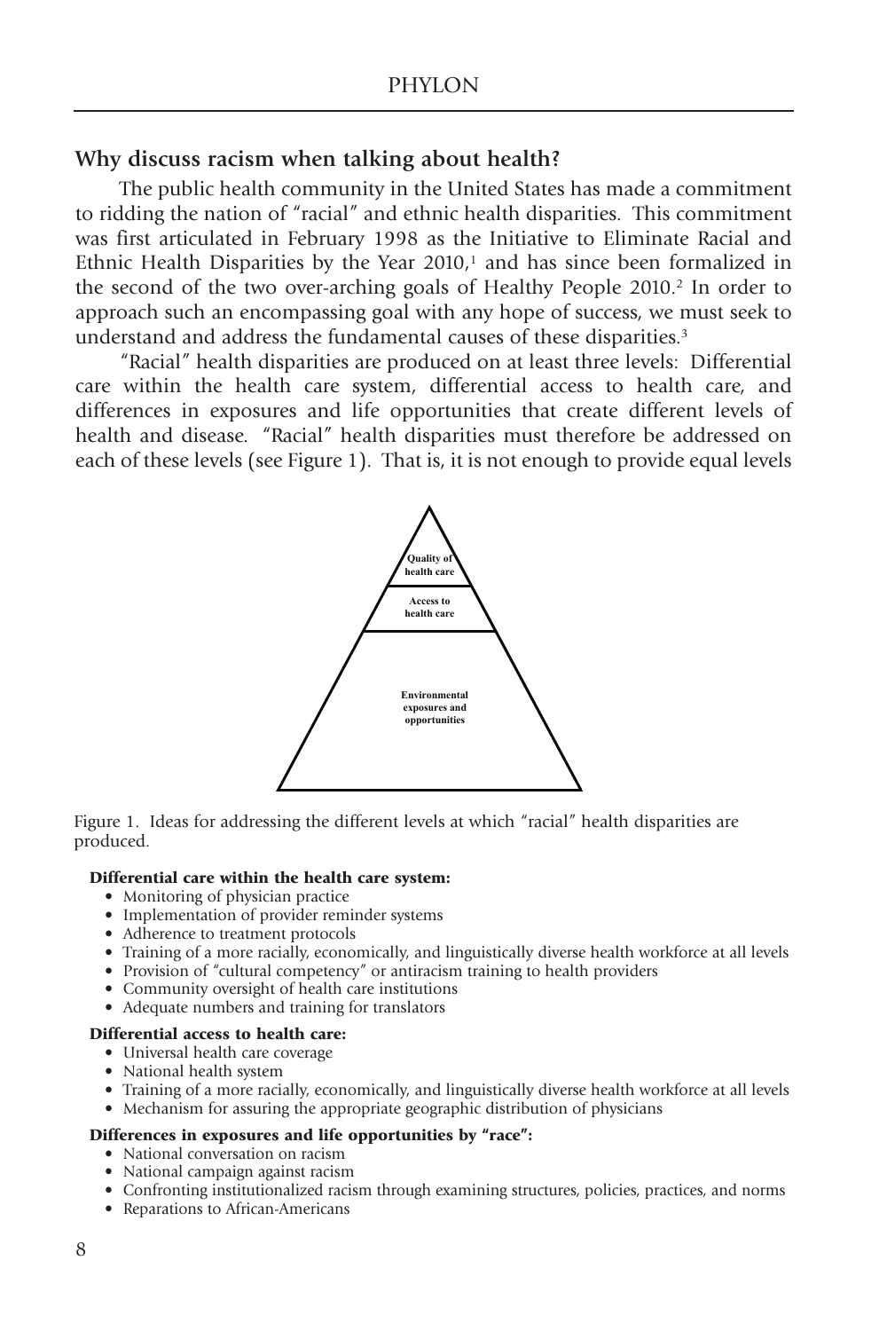## Why discuss racism when talking about health?

The public health community in the United States has made a commitment to ridding the nation of "racial" and ethnic health disparities. This commitment was first articulated in February 1998 as the Initiative to Eliminate Racial and Ethnic Health Disparities by the Year 2010,[1] and has since been formalized in the second of the two over-arching goals of Healthy People 2010.[2] In order to approach such an encompassing goal with any hope of success, we must seek to understand and address the fundamental causes of these disparities.[3]

"Racial" health disparities are produced on at least three levels: Differential care within the health care system, differential access to health care, and differences in exposures and life opportunities that create different levels of health and disease. "Racial" health disparities must therefore be addressed on each of these levels (see Figure 1). That is, it is not enough to provide equal levels

Quality of health care

Access to health care

Environmental exposures and opportunities

Figure 1. Ideas for addressing the different levels at which "racial" health disparities are produced.

**Differential care within the health care system:**

- Monitoring of physician practice
- Implementation of provider reminder systems
- Adherence to treatment protocols
- Training of a more racially, economically, and linguistically diverse health workforce at all levels
- Provision of "cultural competency" or antiracism training to health providers
- Community oversight of health care institutions
- Adequate numbers and training for translators

**Differential access to health care:**

- Universal health care coverage
- National health system
- Training of a more racially, economically, and linguistically diverse health workforce at all levels
- Mechanism for assuring the appropriate geographic distribution of physicians

**Differences in exposures and life opportunities by "race":**

- National conversation on racism
- National campaign against racism
- Confronting institutionalized racism through examining structures, policies, practices, and norms
- Reparations to African-Americans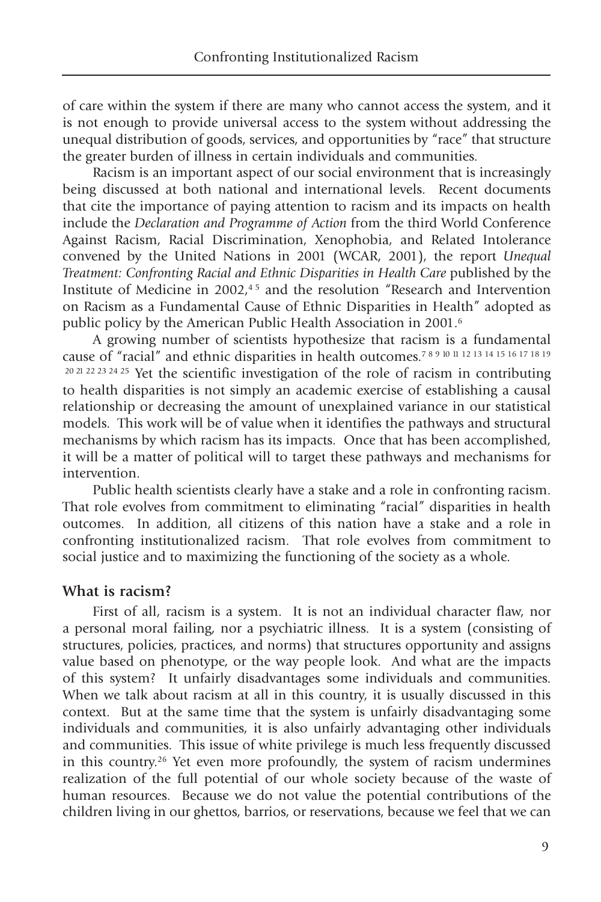of care within the system if there are many who cannot access the system, and it is not enough to provide universal access to the system without addressing the unequal distribution of goods, services, and opportunities by "race" that structure the greater burden of illness in certain individuals and communities.

Racism is an important aspect of our social environment that is increasingly being discussed at both national and international levels. Recent documents that cite the importance of paying attention to racism and its impacts on health include the *Declaration and Programme of Action* from the third World Conference Against Racism, Racial Discrimination, Xenophobia, and Related Intolerance convened by the United Nations in 2001 (WCAR, 2001), the report *Unequal Treatment: Confronting Racial and Ethnic Disparities in Health Care* published by the Institute of Medicine in 2002,[4,5] and the resolution "Research and Intervention on Racism as a Fundamental Cause of Ethnic Disparities in Health" adopted as public policy by the American Public Health Association in 2001.[6]

A growing number of scientists hypothesize that racism is a fundamental cause of "racial" and ethnic disparities in health outcomes.[7,8,9,10,11,12,13,14,15,16,17,18,19,20,21,22,23,24,25] Yet the scientific investigation of the role of racism in contributing to health disparities is not simply an academic exercise of establishing a causal relationship or decreasing the amount of unexplained variance in our statistical models. This work will be of value when it identifies the pathways and structural mechanisms by which racism has its impacts. Once that has been accomplished, it will be a matter of political will to target these pathways and mechanisms for intervention.

Public health scientists clearly have a stake and a role in confronting racism. That role evolves from commitment to eliminating "racial" disparities in health outcomes. In addition, all citizens of this nation have a stake and a role in confronting institutionalized racism. That role evolves from commitment to social justice and to maximizing the functioning of the society as a whole.

## What is racism?

First of all, racism is a system. It is not an individual character flaw, nor a personal moral failing, nor a psychiatric illness. It is a system (consisting of structures, policies, practices, and norms) that structures opportunity and assigns value based on phenotype, or the way people look. And what are the impacts of this system? It unfairly disadvantages some individuals and communities. When we talk about racism at all in this country, it is usually discussed in this context. But at the same time that the system is unfairly disadvantaging some individuals and communities, it is also unfairly advantaging other individuals and communities. This issue of white privilege is much less frequently discussed in this country.[26] Yet even more profoundly, the system of racism undermines realization of the full potential of our whole society because of the waste of human resources. Because we do not value the potential contributions of the children living in our ghettos, barrios, or reservations, because we feel that we can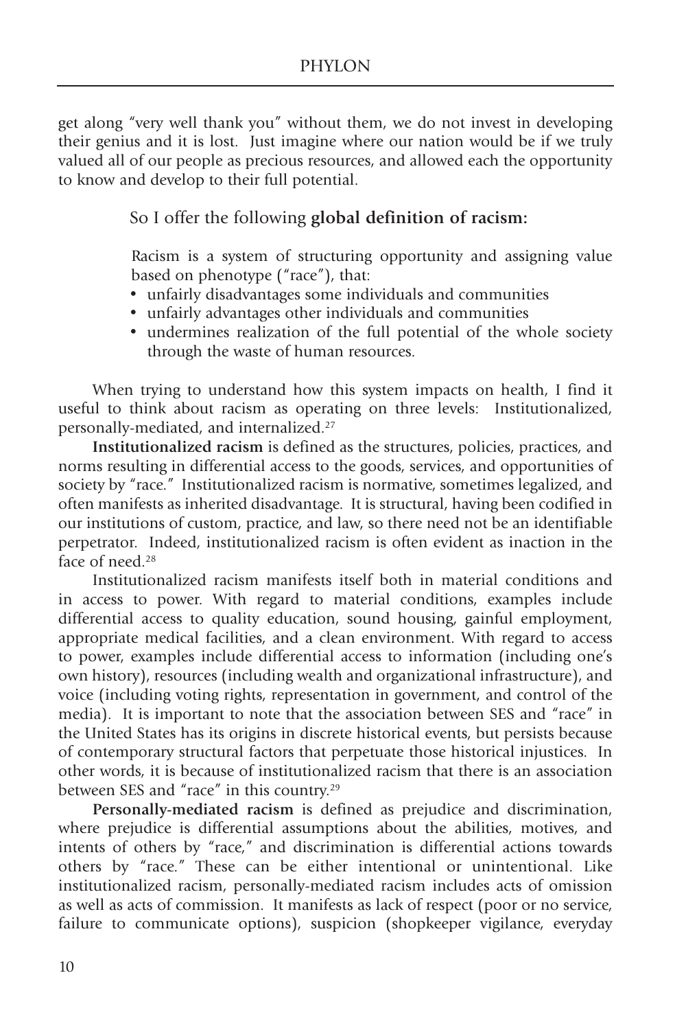get along "very well thank you" without them, we do not invest in developing their genius and it is lost. Just imagine where our nation would be if we truly valued all of our people as precious resources, and allowed each the opportunity to know and develop to their full potential.

So I offer the following **global definition of racism:**

> Racism is a system of structuring opportunity and assigning value based on phenotype ("race"), that:
> - unfairly disadvantages some individuals and communities
> - unfairly advantages other individuals and communities
> - undermines realization of the full potential of the whole society through the waste of human resources.

When trying to understand how this system impacts on health, I find it useful to think about racism as operating on three levels: Institutionalized, personally-mediated, and internalized.[27]

**Institutionalized racism** is defined as the structures, policies, practices, and norms resulting in differential access to the goods, services, and opportunities of society by "race." Institutionalized racism is normative, sometimes legalized, and often manifests as inherited disadvantage. It is structural, having been codified in our institutions of custom, practice, and law, so there need not be an identifiable perpetrator. Indeed, institutionalized racism is often evident as inaction in the face of need.[28]

Institutionalized racism manifests itself both in material conditions and in access to power. With regard to material conditions, examples include differential access to quality education, sound housing, gainful employment, appropriate medical facilities, and a clean environment. With regard to access to power, examples include differential access to information (including one's own history), resources (including wealth and organizational infrastructure), and voice (including voting rights, representation in government, and control of the media). It is important to note that the association between SES and "race" in the United States has its origins in discrete historical events, but persists because of contemporary structural factors that perpetuate those historical injustices. In other words, it is because of institutionalized racism that there is an association between SES and "race" in this country.[29]

**Personally-mediated racism** is defined as prejudice and discrimination, where prejudice is differential assumptions about the abilities, motives, and intents of others by "race," and discrimination is differential actions towards others by "race." These can be either intentional or unintentional. Like institutionalized racism, personally-mediated racism includes acts of omission as well as acts of commission. It manifests as lack of respect (poor or no service, failure to communicate options), suspicion (shopkeeper vigilance, everyday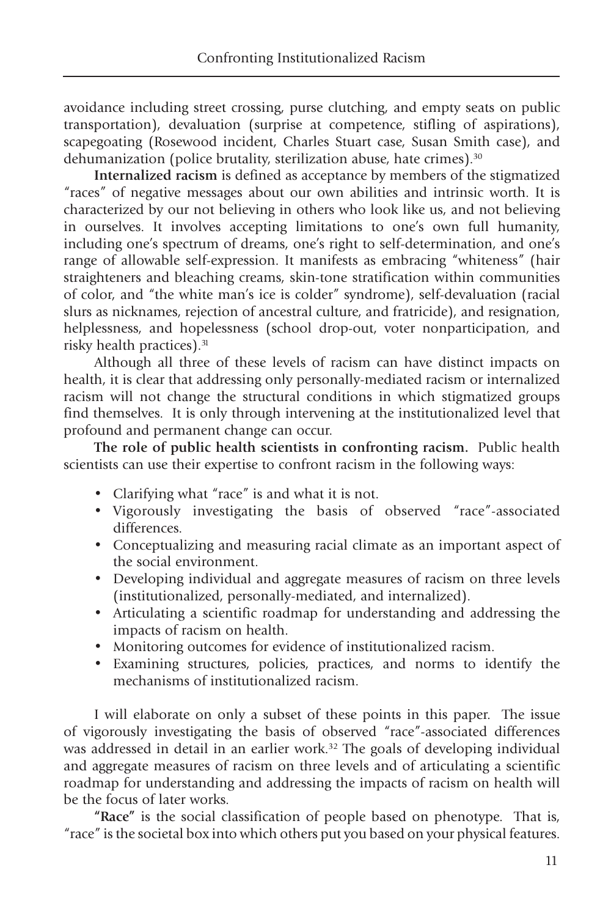avoidance including street crossing, purse clutching, and empty seats on public transportation), devaluation (surprise at competence, stifling of aspirations), scapegoating (Rosewood incident, Charles Stuart case, Susan Smith case), and dehumanization (police brutality, sterilization abuse, hate crimes).[30]

**Internalized racism** is defined as acceptance by members of the stigmatized "races" of negative messages about our own abilities and intrinsic worth. It is characterized by our not believing in others who look like us, and not believing in ourselves. It involves accepting limitations to one's own full humanity, including one's spectrum of dreams, one's right to self-determination, and one's range of allowable self-expression. It manifests as embracing "whiteness" (hair straighteners and bleaching creams, skin-tone stratification within communities of color, and "the white man's ice is colder" syndrome), self-devaluation (racial slurs as nicknames, rejection of ancestral culture, and fratricide), and resignation, helplessness, and hopelessness (school drop-out, voter nonparticipation, and risky health practices).[31]

Although all three of these levels of racism can have distinct impacts on health, it is clear that addressing only personally-mediated racism or internalized racism will not change the structural conditions in which stigmatized groups find themselves. It is only through intervening at the institutionalized level that profound and permanent change can occur.

**The role of public health scientists in confronting racism.** Public health scientists can use their expertise to confront racism in the following ways:

- Clarifying what "race" is and what it is not.
- Vigorously investigating the basis of observed "race"-associated differences.
- Conceptualizing and measuring racial climate as an important aspect of the social environment.
- Developing individual and aggregate measures of racism on three levels (institutionalized, personally-mediated, and internalized).
- Articulating a scientific roadmap for understanding and addressing the impacts of racism on health.
- Monitoring outcomes for evidence of institutionalized racism.
- Examining structures, policies, practices, and norms to identify the mechanisms of institutionalized racism.

I will elaborate on only a subset of these points in this paper. The issue of vigorously investigating the basis of observed "race"-associated differences was addressed in detail in an earlier work.[32] The goals of developing individual and aggregate measures of racism on three levels and of articulating a scientific roadmap for understanding and addressing the impacts of racism on health will be the focus of later works.

**"Race"** is the social classification of people based on phenotype. That is, "race" is the societal box into which others put you based on your physical features.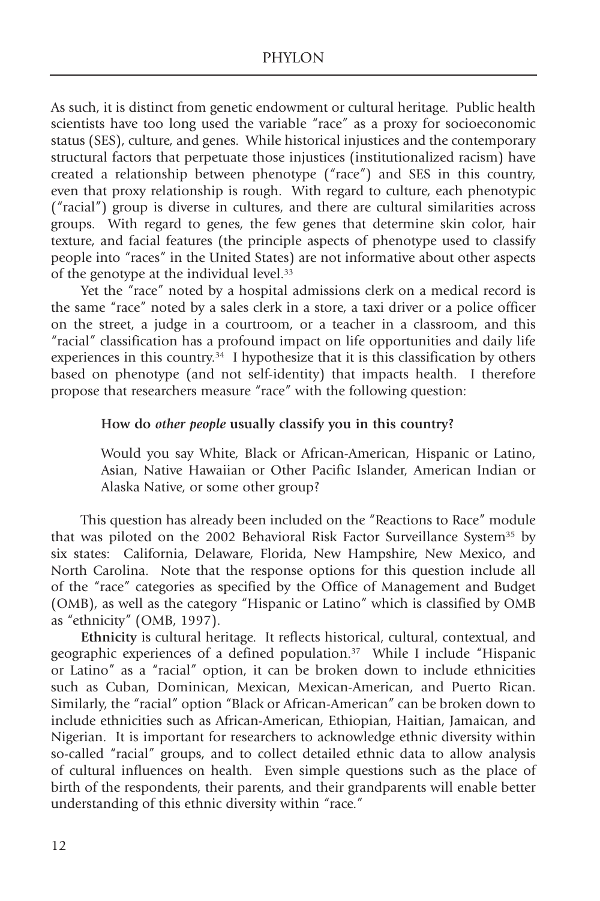As such, it is distinct from genetic endowment or cultural heritage. Public health scientists have too long used the variable "race" as a proxy for socioeconomic status (SES), culture, and genes. While historical injustices and the contemporary structural factors that perpetuate those injustices (institutionalized racism) have created a relationship between phenotype ("race") and SES in this country, even that proxy relationship is rough. With regard to culture, each phenotypic ("racial") group is diverse in cultures, and there are cultural similarities across groups. With regard to genes, the few genes that determine skin color, hair texture, and facial features (the principle aspects of phenotype used to classify people into "races" in the United States) are not informative about other aspects of the genotype at the individual level.[33]

Yet the "race" noted by a hospital admissions clerk on a medical record is the same "race" noted by a sales clerk in a store, a taxi driver or a police officer on the street, a judge in a courtroom, or a teacher in a classroom, and this "racial" classification has a profound impact on life opportunities and daily life experiences in this country.[34] I hypothesize that it is this classification by others based on phenotype (and not self-identity) that impacts health. I therefore propose that researchers measure "race" with the following question:

> **How do *other people* usually classify you in this country?**
>
> Would you say White, Black or African-American, Hispanic or Latino, Asian, Native Hawaiian or Other Pacific Islander, American Indian or Alaska Native, or some other group?

This question has already been included on the "Reactions to Race" module that was piloted on the 2002 Behavioral Risk Factor Surveillance System[35] by six states: California, Delaware, Florida, New Hampshire, New Mexico, and North Carolina. Note that the response options for this question include all of the "race" categories as specified by the Office of Management and Budget (OMB), as well as the category "Hispanic or Latino" which is classified by OMB as "ethnicity" (OMB, 1997).

**Ethnicity** is cultural heritage. It reflects historical, cultural, contextual, and geographic experiences of a defined population.[37] While I include "Hispanic or Latino" as a "racial" option, it can be broken down to include ethnicities such as Cuban, Dominican, Mexican, Mexican-American, and Puerto Rican. Similarly, the "racial" option "Black or African-American" can be broken down to include ethnicities such as African-American, Ethiopian, Haitian, Jamaican, and Nigerian. It is important for researchers to acknowledge ethnic diversity within so-called "racial" groups, and to collect detailed ethnic data to allow analysis of cultural influences on health. Even simple questions such as the place of birth of the respondents, their parents, and their grandparents will enable better understanding of this ethnic diversity within "race."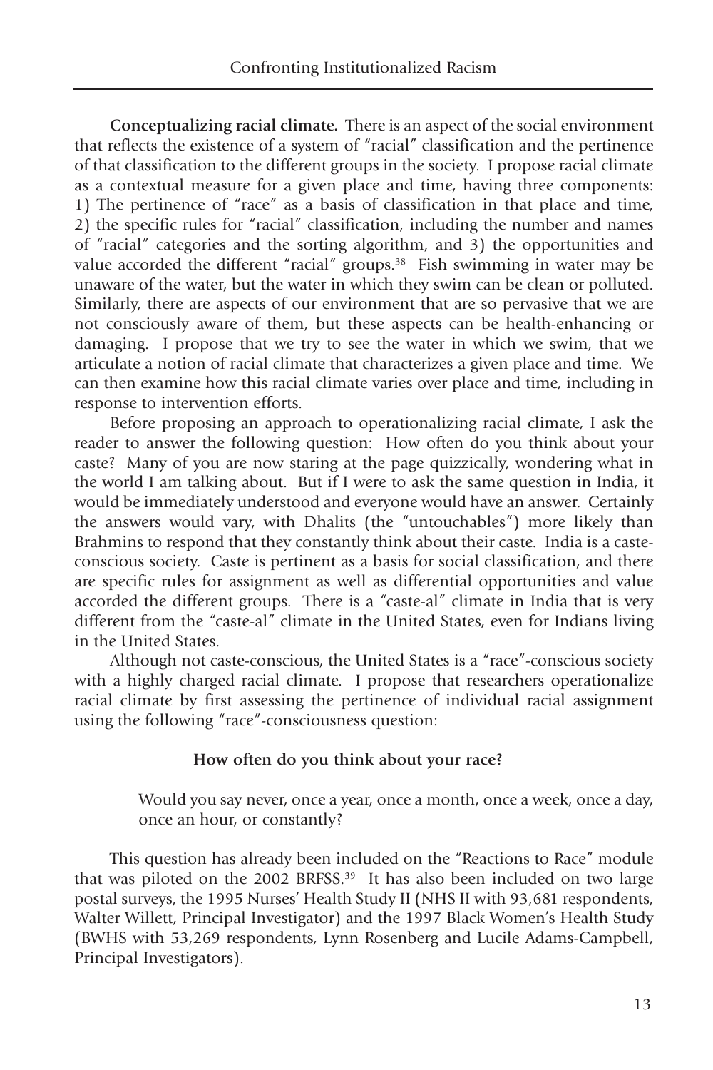**Conceptualizing racial climate.** There is an aspect of the social environment that reflects the existence of a system of "racial" classification and the pertinence of that classification to the different groups in the society. I propose racial climate as a contextual measure for a given place and time, having three components: 1) The pertinence of "race" as a basis of classification in that place and time, 2) the specific rules for "racial" classification, including the number and names of "racial" categories and the sorting algorithm, and 3) the opportunities and value accorded the different "racial" groups.[38] Fish swimming in water may be unaware of the water, but the water in which they swim can be clean or polluted. Similarly, there are aspects of our environment that are so pervasive that we are not consciously aware of them, but these aspects can be health-enhancing or damaging. I propose that we try to see the water in which we swim, that we articulate a notion of racial climate that characterizes a given place and time. We can then examine how this racial climate varies over place and time, including in response to intervention efforts.

Before proposing an approach to operationalizing racial climate, I ask the reader to answer the following question: How often do you think about your caste? Many of you are now staring at the page quizzically, wondering what in the world I am talking about. But if I were to ask the same question in India, it would be immediately understood and everyone would have an answer. Certainly the answers would vary, with Dhalits (the "untouchables") more likely than Brahmins to respond that they constantly think about their caste. India is a caste-conscious society. Caste is pertinent as a basis for social classification, and there are specific rules for assignment as well as differential opportunities and value accorded the different groups. There is a "caste-al" climate in India that is very different from the "caste-al" climate in the United States, even for Indians living in the United States.

Although not caste-conscious, the United States is a "race"-conscious society with a highly charged racial climate. I propose that researchers operationalize racial climate by first assessing the pertinence of individual racial assignment using the following "race"-consciousness question:

**How often do you think about your race?**

> Would you say never, once a year, once a month, once a week, once a day, once an hour, or constantly?

This question has already been included on the "Reactions to Race" module that was piloted on the 2002 BRFSS.[39] It has also been included on two large postal surveys, the 1995 Nurses' Health Study II (NHS II with 93,681 respondents, Walter Willett, Principal Investigator) and the 1997 Black Women's Health Study (BWHS with 53,269 respondents, Lynn Rosenberg and Lucile Adams-Campbell, Principal Investigators).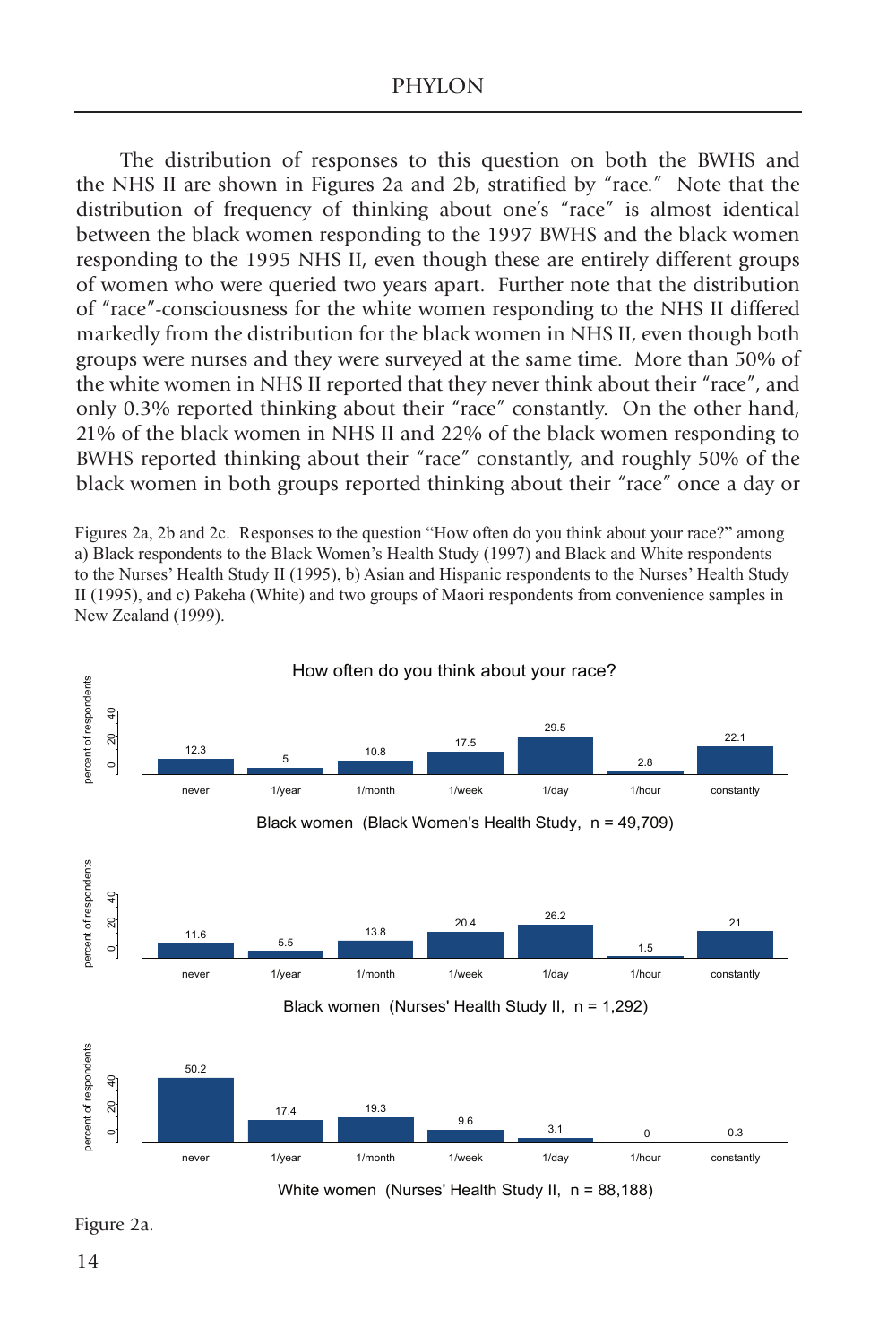The distribution of responses to this question on both the BWHS and the NHS II are shown in Figures 2a and 2b, stratified by "race." Note that the distribution of frequency of thinking about one's "race" is almost identical between the black women responding to the 1997 BWHS and the black women responding to the 1995 NHS II, even though these are entirely different groups of women who were queried two years apart. Further note that the distribution of "race"-consciousness for the white women responding to the NHS II differed markedly from the distribution for the black women in NHS II, even though both groups were nurses and they were surveyed at the same time. More than 50% of the white women in NHS II reported that they never think about their "race", and only 0.3% reported thinking about their "race" constantly. On the other hand, 21% of the black women in NHS II and 22% of the black women responding to BWHS reported thinking about their "race" constantly, and roughly 50% of the black women in both groups reported thinking about their "race" once a day or

Figures 2a, 2b and 2c. Responses to the question "How often do you think about your race?" among a) Black respondents to the Black Women's Health Study (1997) and Black and White respondents to the Nurses' Health Study II (1995), b) Asian and Hispanic respondents to the Nurses' Health Study II (1995), and c) Pakeha (White) and two groups of Maori respondents from convenience samples in New Zealand (1999).

How often do you think about your race? (percent of respondents)

| Group | never | 1/year | 1/month | 1/week | 1/day | 1/hour | constantly |
|---|---|---|---|---|---|---|---|
| Black women (Black Women's Health Study, n = 49,709) | 12.3 | 5 | 10.8 | 17.5 | 29.5 | 2.8 | 22.1 |
| Black women (Nurses' Health Study II, n = 1,292) | 11.6 | 5.5 | 13.8 | 20.4 | 26.2 | 1.5 | 21 |
| White women (Nurses' Health Study II, n = 88,188) | 50.2 | 17.4 | 19.3 | 9.6 | 3.1 | 0 | 0.3 |

Figure 2a.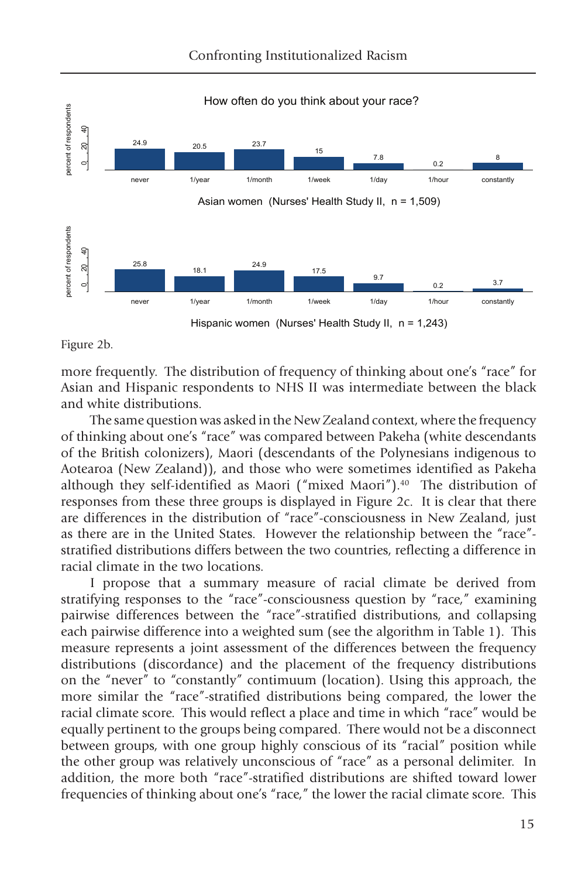Figure 2b.

more frequently. The distribution of frequency of thinking about one's "race" for Asian and Hispanic respondents to NHS II was intermediate between the black and white distributions.

The same question was asked in the New Zealand context, where the frequency of thinking about one's "race" was compared between Pakeha (white descendants of the British colonizers), Maori (descendants of the Polynesians indigenous to Aotearoa (New Zealand)), and those who were sometimes identified as Pakeha although they self-identified as Maori ("mixed Maori").[40] The distribution of responses from these three groups is displayed in Figure 2c. It is clear that there are differences in the distribution of "race"-consciousness in New Zealand, just as there are in the United States. However the relationship between the "race"-stratified distributions differs between the two countries, reflecting a difference in racial climate in the two locations.

I propose that a summary measure of racial climate be derived from stratifying responses to the "race"-consciousness question by "race," examining pairwise differences between the "race"-stratified distributions, and collapsing each pairwise difference into a weighted sum (see the algorithm in Table 1). This measure represents a joint assessment of the differences between the frequency distributions (discordance) and the placement of the frequency distributions on the "never" to "constantly" contimuum (location). Using this approach, the more similar the "race"-stratified distributions being compared, the lower the racial climate score. This would reflect a place and time in which "race" would be equally pertinent to the groups being compared. There would not be a disconnect between groups, with one group highly conscious of its "racial" position while the other group was relatively unconscious of "race" as a personal delimiter. In addition, the more both "race"-stratified distributions are shifted toward lower frequencies of thinking about one's "race," the lower the racial climate score. This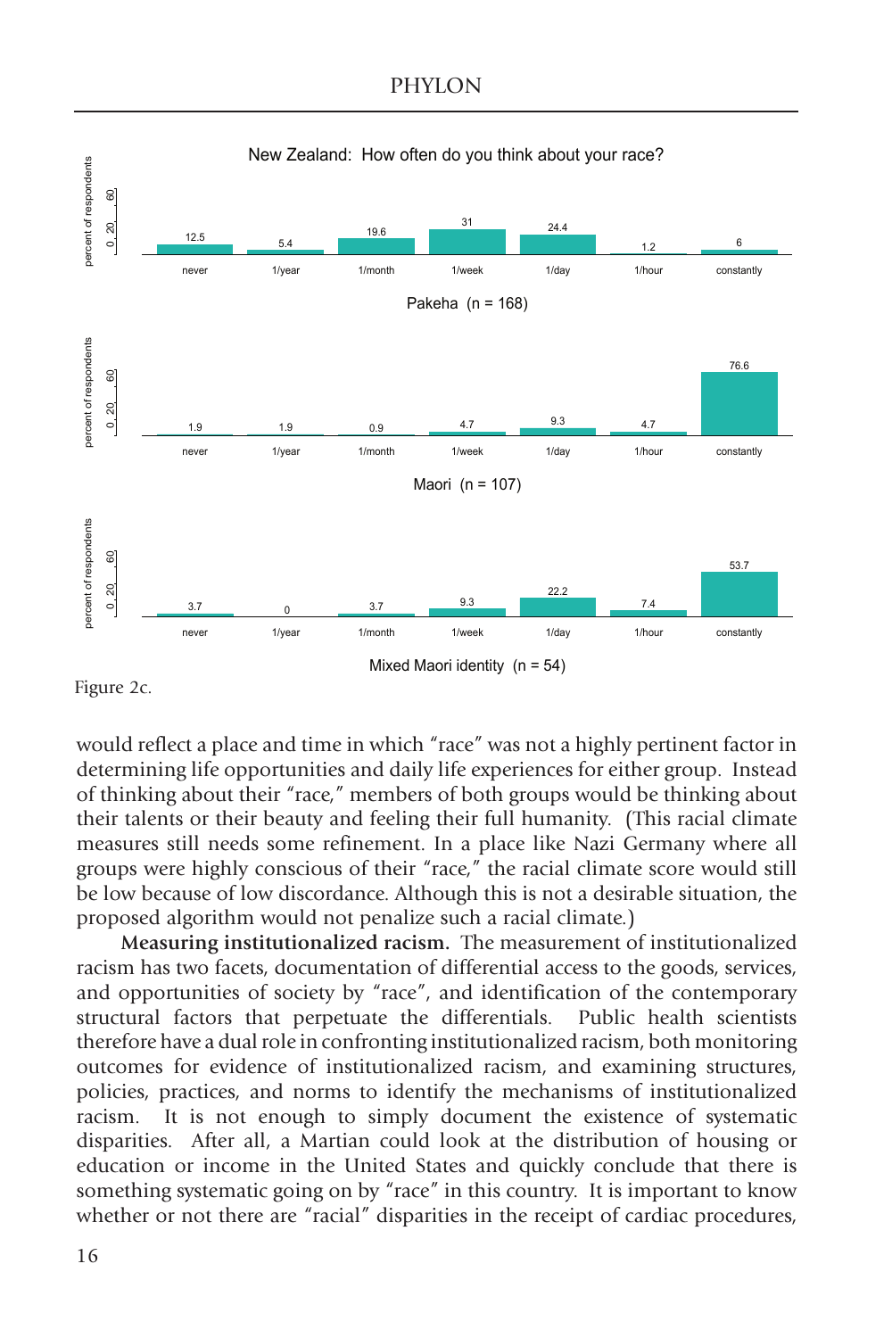New Zealand: How often do you think about your race?

| Group | never | 1/year | 1/month | 1/week | 1/day | 1/hour | constantly |
|---|---|---|---|---|---|---|---|
| Pakeha (n = 168) | 12.5 | 5.4 | 19.6 | 31 | 24.4 | 1.2 | 6 |
| Maori (n = 107) | 1.9 | 1.9 | 0.9 | 4.7 | 9.3 | 4.7 | 76.6 |
| Mixed Maori identity (n = 54) | 3.7 | 0 | 3.7 | 9.3 | 22.2 | 7.4 | 53.7 |

(Values are percent of respondents.)

Figure 2c.

would reflect a place and time in which "race" was not a highly pertinent factor in determining life opportunities and daily life experiences for either group. Instead of thinking about their "race," members of both groups would be thinking about their talents or their beauty and feeling their full humanity. (This racial climate measures still needs some refinement. In a place like Nazi Germany where all groups were highly conscious of their "race," the racial climate score would still be low because of low discordance. Although this is not a desirable situation, the proposed algorithm would not penalize such a racial climate.)

**Measuring institutionalized racism.** The measurement of institutionalized racism has two facets, documentation of differential access to the goods, services, and opportunities of society by "race", and identification of the contemporary structural factors that perpetuate the differentials. Public health scientists therefore have a dual role in confronting institutionalized racism, both monitoring outcomes for evidence of institutionalized racism, and examining structures, policies, practices, and norms to identify the mechanisms of institutionalized racism. It is not enough to simply document the existence of systematic disparities. After all, a Martian could look at the distribution of housing or education or income in the United States and quickly conclude that there is something systematic going on by "race" in this country. It is important to know whether or not there are "racial" disparities in the receipt of cardiac procedures,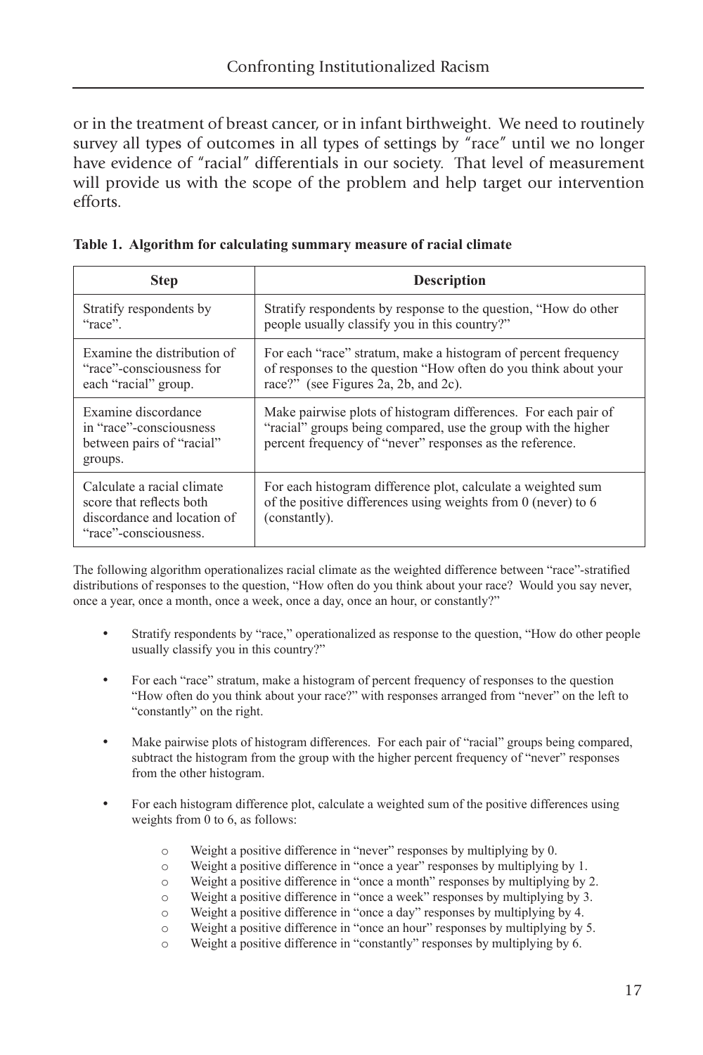or in the treatment of breast cancer, or in infant birthweight. We need to routinely survey all types of outcomes in all types of settings by "race" until we no longer have evidence of "racial" differentials in our society. That level of measurement will provide us with the scope of the problem and help target our intervention efforts.

**Table 1. Algorithm for calculating summary measure of racial climate**

| Step | Description |
|---|---|
| Stratify respondents by "race". | Stratify respondents by response to the question, "How do other people usually classify you in this country?" |
| Examine the distribution of "race"-consciousness for each "racial" group. | For each "race" stratum, make a histogram of percent frequency of responses to the question "How often do you think about your race?" (see Figures 2a, 2b, and 2c). |
| Examine discordance in "race"-consciousness between pairs of "racial" groups. | Make pairwise plots of histogram differences. For each pair of "racial" groups being compared, use the group with the higher percent frequency of "never" responses as the reference. |
| Calculate a racial climate score that reflects both discordance and location of "race"-consciousness. | For each histogram difference plot, calculate a weighted sum of the positive differences using weights from 0 (never) to 6 (constantly). |

The following algorithm operationalizes racial climate as the weighted difference between "race"-stratified distributions of responses to the question, "How often do you think about your race? Would you say never, once a year, once a month, once a week, once a day, once an hour, or constantly?"

- Stratify respondents by "race," operationalized as response to the question, "How do other people usually classify you in this country?"
- For each "race" stratum, make a histogram of percent frequency of responses to the question "How often do you think about your race?" with responses arranged from "never" on the left to "constantly" on the right.
- Make pairwise plots of histogram differences. For each pair of "racial" groups being compared, subtract the histogram from the group with the higher percent frequency of "never" responses from the other histogram.
- For each histogram difference plot, calculate a weighted sum of the positive differences using weights from 0 to 6, as follows:
    - Weight a positive difference in "never" responses by multiplying by 0.
    - Weight a positive difference in "once a year" responses by multiplying by 1.
    - Weight a positive difference in "once a month" responses by multiplying by 2.
    - Weight a positive difference in "once a week" responses by multiplying by 3.
    - Weight a positive difference in "once a day" responses by multiplying by 4.
    - Weight a positive difference in "once an hour" responses by multiplying by 5.
    - Weight a positive difference in "constantly" responses by multiplying by 6.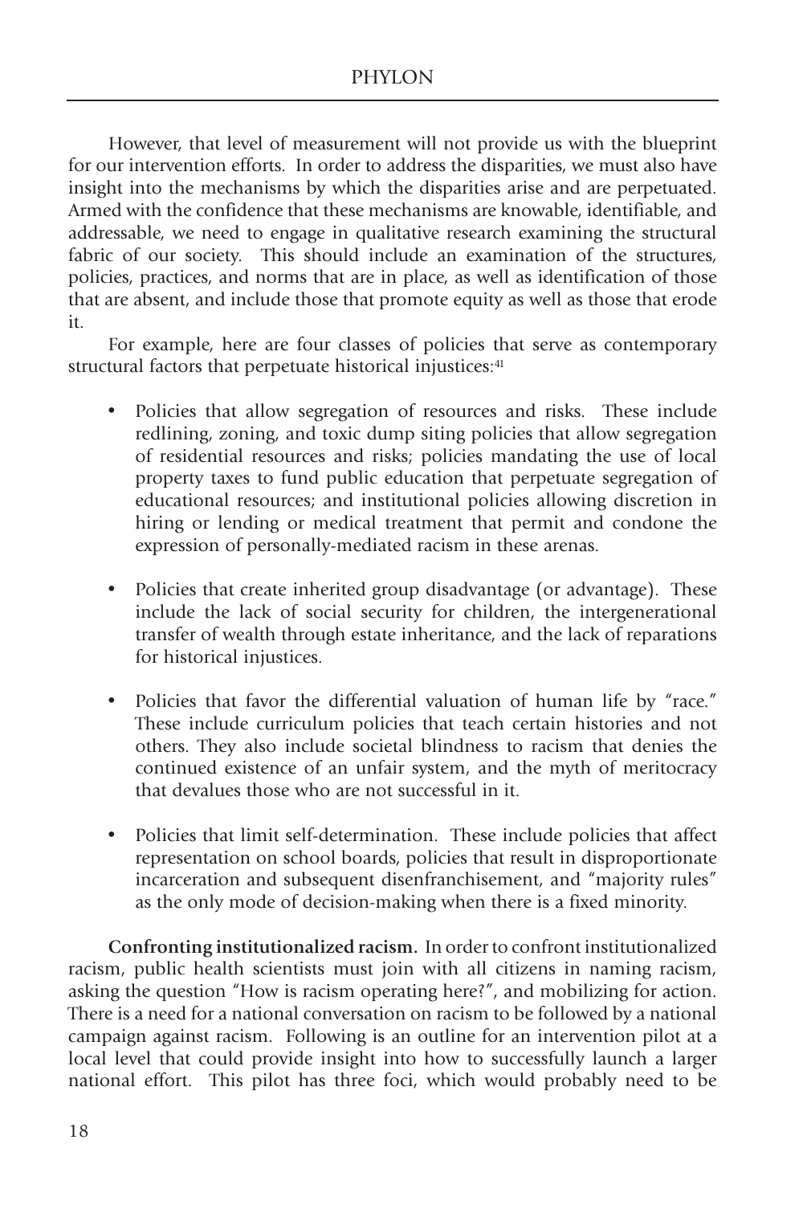However, that level of measurement will not provide us with the blueprint for our intervention efforts. In order to address the disparities, we must also have insight into the mechanisms by which the disparities arise and are perpetuated. Armed with the confidence that these mechanisms are knowable, identifiable, and addressable, we need to engage in qualitative research examining the structural fabric of our society. This should include an examination of the structures, policies, practices, and norms that are in place, as well as identification of those that are absent, and include those that promote equity as well as those that erode it.

For example, here are four classes of policies that serve as contemporary structural factors that perpetuate historical injustices:[41]

- Policies that allow segregation of resources and risks. These include redlining, zoning, and toxic dump siting policies that allow segregation of residential resources and risks; policies mandating the use of local property taxes to fund public education that perpetuate segregation of educational resources; and institutional policies allowing discretion in hiring or lending or medical treatment that permit and condone the expression of personally-mediated racism in these arenas.

- Policies that create inherited group disadvantage (or advantage). These include the lack of social security for children, the intergenerational transfer of wealth through estate inheritance, and the lack of reparations for historical injustices.

- Policies that favor the differential valuation of human life by "race." These include curriculum policies that teach certain histories and not others. They also include societal blindness to racism that denies the continued existence of an unfair system, and the myth of meritocracy that devalues those who are not successful in it.

- Policies that limit self-determination. These include policies that affect representation on school boards, policies that result in disproportionate incarceration and subsequent disenfranchisement, and "majority rules" as the only mode of decision-making when there is a fixed minority.

**Confronting institutionalized racism.** In order to confront institutionalized racism, public health scientists must join with all citizens in naming racism, asking the question "How is racism operating here?", and mobilizing for action. There is a need for a national conversation on racism to be followed by a national campaign against racism. Following is an outline for an intervention pilot at a local level that could provide insight into how to successfully launch a larger national effort. This pilot has three foci, which would probably need to be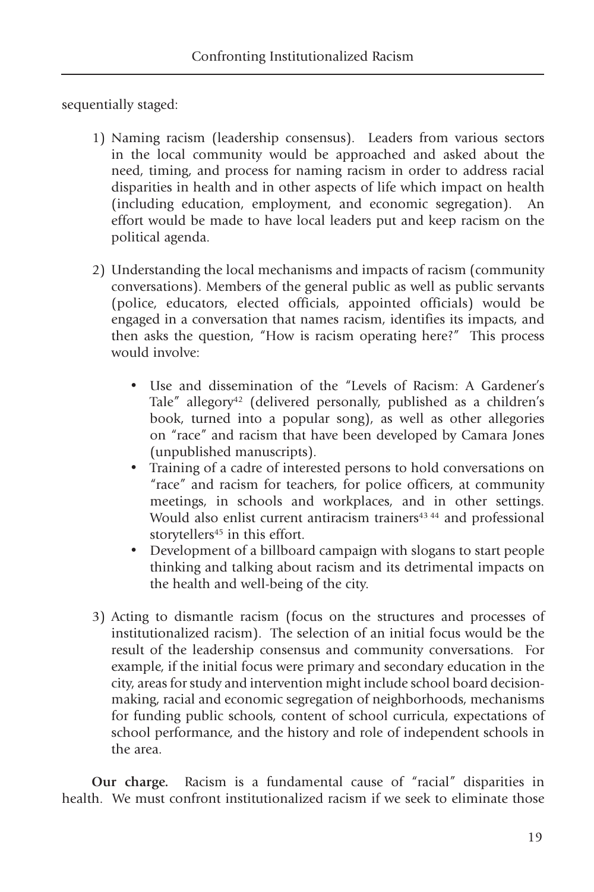sequentially staged:

1) Naming racism (leadership consensus). Leaders from various sectors in the local community would be approached and asked about the need, timing, and process for naming racism in order to address racial disparities in health and in other aspects of life which impact on health (including education, employment, and economic segregation). An effort would be made to have local leaders put and keep racism on the political agenda.

2) Understanding the local mechanisms and impacts of racism (community conversations). Members of the general public as well as public servants (police, educators, elected officials, appointed officials) would be engaged in a conversation that names racism, identifies its impacts, and then asks the question, "How is racism operating here?" This process would involve:

   - Use and dissemination of the "Levels of Racism: A Gardener's Tale" allegory[42] (delivered personally, published as a children's book, turned into a popular song), as well as other allegories on "race" and racism that have been developed by Camara Jones (unpublished manuscripts).
   - Training of a cadre of interested persons to hold conversations on "race" and racism for teachers, for police officers, at community meetings, in schools and workplaces, and in other settings. Would also enlist current antiracism trainers[43,44] and professional storytellers[45] in this effort.
   - Development of a billboard campaign with slogans to start people thinking and talking about racism and its detrimental impacts on the health and well-being of the city.

3) Acting to dismantle racism (focus on the structures and processes of institutionalized racism). The selection of an initial focus would be the result of the leadership consensus and community conversations. For example, if the initial focus were primary and secondary education in the city, areas for study and intervention might include school board decision-making, racial and economic segregation of neighborhoods, mechanisms for funding public schools, content of school curricula, expectations of school performance, and the history and role of independent schools in the area.

**Our charge.** Racism is a fundamental cause of "racial" disparities in health. We must confront institutionalized racism if we seek to eliminate those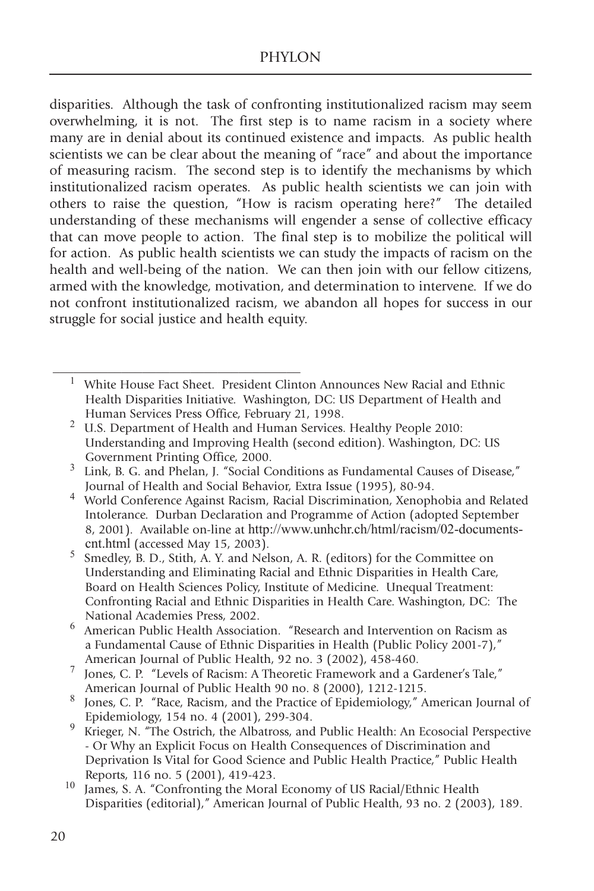disparities. Although the task of confronting institutionalized racism may seem overwhelming, it is not. The first step is to name racism in a society where many are in denial about its continued existence and impacts. As public health scientists we can be clear about the meaning of "race" and about the importance of measuring racism. The second step is to identify the mechanisms by which institutionalized racism operates. As public health scientists we can join with others to raise the question, "How is racism operating here?" The detailed understanding of these mechanisms will engender a sense of collective efficacy that can move people to action. The final step is to mobilize the political will for action. As public health scientists we can study the impacts of racism on the health and well-being of the nation. We can then join with our fellow citizens, armed with the knowledge, motivation, and determination to intervene. If we do not confront institutionalized racism, we abandon all hopes for success in our struggle for social justice and health equity.

---

[1] White House Fact Sheet. President Clinton Announces New Racial and Ethnic Health Disparities Initiative. Washington, DC: US Department of Health and Human Services Press Office, February 21, 1998.

[2] U.S. Department of Health and Human Services. Healthy People 2010: Understanding and Improving Health (second edition). Washington, DC: US Government Printing Office, 2000.

[3] Link, B. G. and Phelan, J. "Social Conditions as Fundamental Causes of Disease," Journal of Health and Social Behavior, Extra Issue (1995), 80-94.

[4] World Conference Against Racism, Racial Discrimination, Xenophobia and Related Intolerance. Durban Declaration and Programme of Action (adopted September 8, 2001). Available on-line at http://www.unhchr.ch/html/racism/02-documents-cnt.html (accessed May 15, 2003).

[5] Smedley, B. D., Stith, A. Y. and Nelson, A. R. (editors) for the Committee on Understanding and Eliminating Racial and Ethnic Disparities in Health Care, Board on Health Sciences Policy, Institute of Medicine. Unequal Treatment: Confronting Racial and Ethnic Disparities in Health Care. Washington, DC: The National Academies Press, 2002.

[6] American Public Health Association. "Research and Intervention on Racism as a Fundamental Cause of Ethnic Disparities in Health (Public Policy 2001-7)," American Journal of Public Health, 92 no. 3 (2002), 458-460.

[7] Jones, C. P. "Levels of Racism: A Theoretic Framework and a Gardener's Tale," American Journal of Public Health 90 no. 8 (2000), 1212-1215.

[8] Jones, C. P. "Race, Racism, and the Practice of Epidemiology," American Journal of Epidemiology, 154 no. 4 (2001), 299-304.

[9] Krieger, N. "The Ostrich, the Albatross, and Public Health: An Ecosocial Perspective - Or Why an Explicit Focus on Health Consequences of Discrimination and Deprivation Is Vital for Good Science and Public Health Practice," Public Health Reports, 116 no. 5 (2001), 419-423.

[10] James, S. A. "Confronting the Moral Economy of US Racial/Ethnic Health Disparities (editorial)," American Journal of Public Health, 93 no. 2 (2003), 189.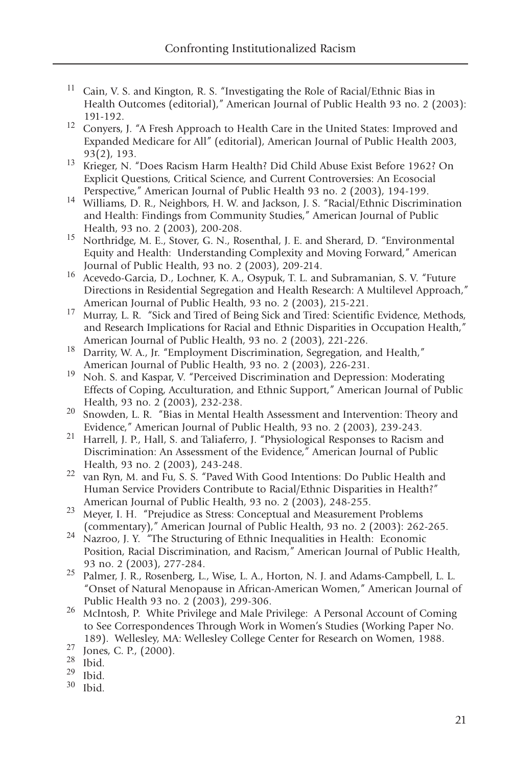[11] Cain, V. S. and Kington, R. S. "Investigating the Role of Racial/Ethnic Bias in Health Outcomes (editorial)," American Journal of Public Health 93 no. 2 (2003): 191-192.

[12] Conyers, J. "A Fresh Approach to Health Care in the United States: Improved and Expanded Medicare for All" (editorial), American Journal of Public Health 2003, 93(2), 193.

[13] Krieger, N. "Does Racism Harm Health? Did Child Abuse Exist Before 1962? On Explicit Questions, Critical Science, and Current Controversies: An Ecosocial Perspective," American Journal of Public Health 93 no. 2 (2003), 194-199.

[14] Williams, D. R., Neighbors, H. W. and Jackson, J. S. "Racial/Ethnic Discrimination and Health: Findings from Community Studies," American Journal of Public Health, 93 no. 2 (2003), 200-208.

[15] Northridge, M. E., Stover, G. N., Rosenthal, J. E. and Sherard, D. "Environmental Equity and Health: Understanding Complexity and Moving Forward," American Journal of Public Health, 93 no. 2 (2003), 209-214.

[16] Acevedo-Garcia, D., Lochner, K. A., Osypuk, T. L. and Subramanian, S. V. "Future Directions in Residential Segregation and Health Research: A Multilevel Approach," American Journal of Public Health, 93 no. 2 (2003), 215-221.

[17] Murray, L. R. "Sick and Tired of Being Sick and Tired: Scientific Evidence, Methods, and Research Implications for Racial and Ethnic Disparities in Occupation Health," American Journal of Public Health, 93 no. 2 (2003), 221-226.

[18] Darrity, W. A., Jr. "Employment Discrimination, Segregation, and Health," American Journal of Public Health, 93 no. 2 (2003), 226-231.

[19] Noh. S. and Kaspar, V. "Perceived Discrimination and Depression: Moderating Effects of Coping, Acculturation, and Ethnic Support," American Journal of Public Health, 93 no. 2 (2003), 232-238.

[20] Snowden, L. R. "Bias in Mental Health Assessment and Intervention: Theory and Evidence," American Journal of Public Health, 93 no. 2 (2003), 239-243.

[21] Harrell, J. P., Hall, S. and Taliaferro, J. "Physiological Responses to Racism and Discrimination: An Assessment of the Evidence," American Journal of Public Health, 93 no. 2 (2003), 243-248.

[22] van Ryn, M. and Fu, S. S. "Paved With Good Intentions: Do Public Health and Human Service Providers Contribute to Racial/Ethnic Disparities in Health?" American Journal of Public Health, 93 no. 2 (2003), 248-255.

[23] Meyer, I. H. "Prejudice as Stress: Conceptual and Measurement Problems (commentary)," American Journal of Public Health, 93 no. 2 (2003): 262-265.

[24] Nazroo, J. Y. "The Structuring of Ethnic Inequalities in Health: Economic Position, Racial Discrimination, and Racism," American Journal of Public Health, 93 no. 2 (2003), 277-284.

[25] Palmer, J. R., Rosenberg, L., Wise, L. A., Horton, N. J. and Adams-Campbell, L. L. "Onset of Natural Menopause in African-American Women," American Journal of Public Health 93 no. 2 (2003), 299-306.

[26] McIntosh, P. White Privilege and Male Privilege: A Personal Account of Coming to See Correspondences Through Work in Women's Studies (Working Paper No. 189). Wellesley, MA: Wellesley College Center for Research on Women, 1988.

[27] Jones, C. P., (2000).

[28] Ibid.

[29] Ibid.

[30] Ibid.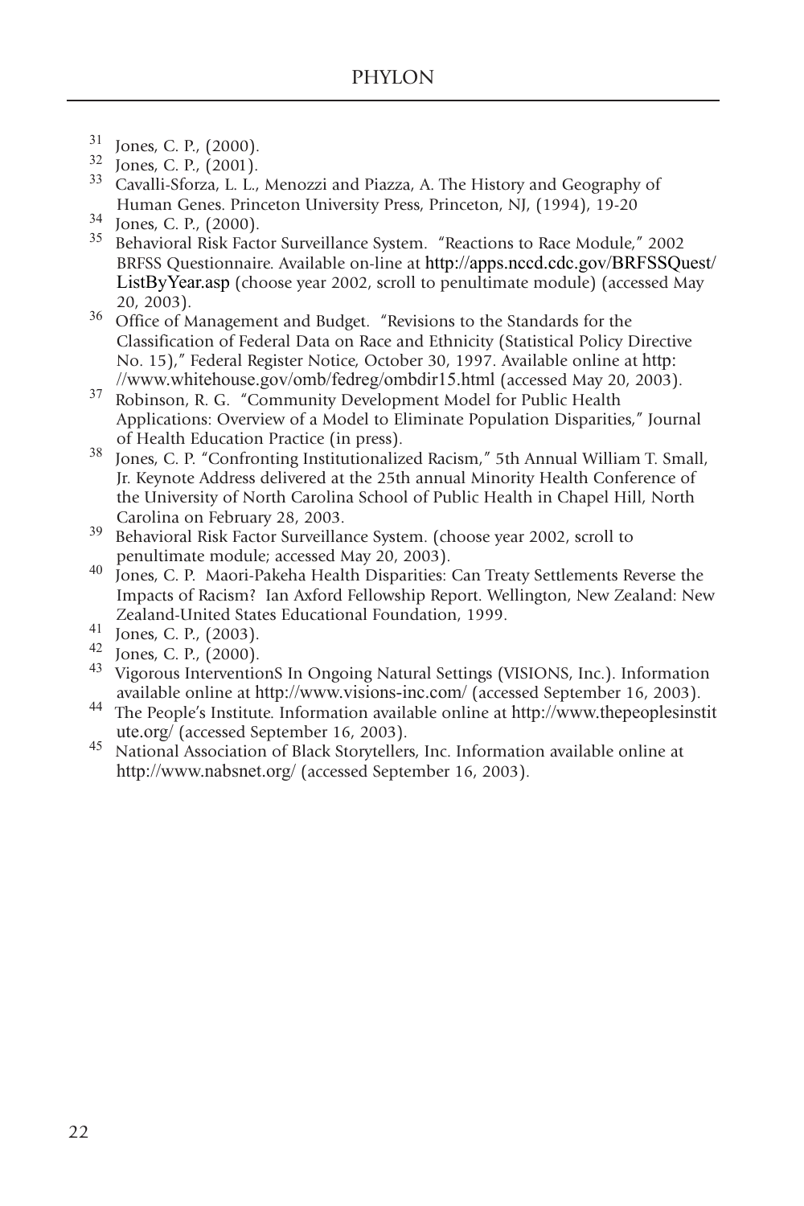31 Jones, C. P., (2000).

32 Jones, C. P., (2001).

33 Cavalli-Sforza, L. L., Menozzi and Piazza, A. The History and Geography of Human Genes. Princeton University Press, Princeton, NJ, (1994), 19-20

34 Jones, C. P., (2000).

35 Behavioral Risk Factor Surveillance System. "Reactions to Race Module," 2002 BRFSS Questionnaire. Available on-line at http://apps.nccd.cdc.gov/BRFSSQuest/ListByYear.asp (choose year 2002, scroll to penultimate module) (accessed May 20, 2003).

36 Office of Management and Budget. "Revisions to the Standards for the Classification of Federal Data on Race and Ethnicity (Statistical Policy Directive No. 15)," Federal Register Notice, October 30, 1997. Available online at http://www.whitehouse.gov/omb/fedreg/ombdir15.html (accessed May 20, 2003).

37 Robinson, R. G. "Community Development Model for Public Health Applications: Overview of a Model to Eliminate Population Disparities," Journal of Health Education Practice (in press).

38 Jones, C. P. "Confronting Institutionalized Racism," 5th Annual William T. Small, Jr. Keynote Address delivered at the 25th annual Minority Health Conference of the University of North Carolina School of Public Health in Chapel Hill, North Carolina on February 28, 2003.

39 Behavioral Risk Factor Surveillance System. (choose year 2002, scroll to penultimate module; accessed May 20, 2003).

40 Jones, C. P. Maori-Pakeha Health Disparities: Can Treaty Settlements Reverse the Impacts of Racism? Ian Axford Fellowship Report. Wellington, New Zealand: New Zealand-United States Educational Foundation, 1999.

41 Jones, C. P., (2003).

42 Jones, C. P., (2000).

43 Vigorous InterventionS In Ongoing Natural Settings (VISIONS, Inc.). Information available online at http://www.visions-inc.com/ (accessed September 16, 2003).

44 The People's Institute. Information available online at http://www.thepeoplesinstitute.org/ (accessed September 16, 2003).

45 National Association of Black Storytellers, Inc. Information available online at http://www.nabsnet.org/ (accessed September 16, 2003).